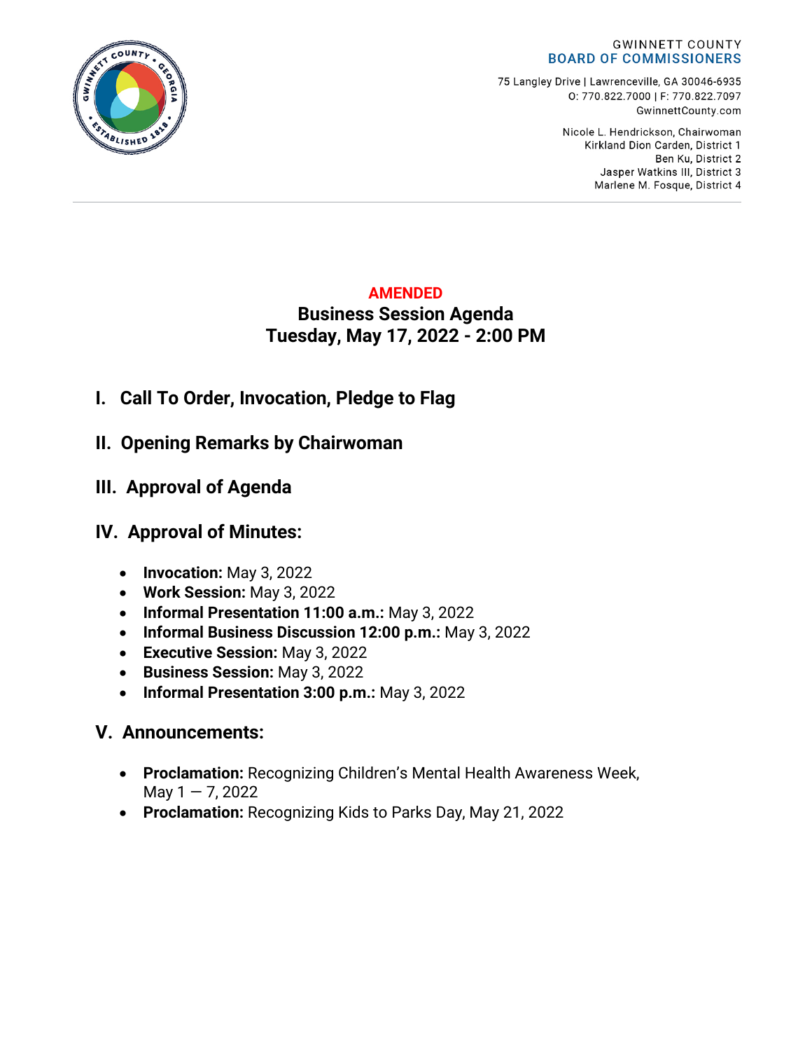GWINNETT COUNTY
**BOARD OF COMMISSIONERS**

75 Langley Drive | Lawrenceville, GA 30046-6935
O: 770.822.7000 | F: 770.822.7097
GwinnettCounty.com

Nicole L. Hendrickson, Chairwoman
Kirkland Dion Carden, District 1
Ben Ku, District 2
Jasper Watkins III, District 3
Marlene M. Fosque, District 4

**AMENDED**

# Business Session Agenda
# Tuesday, May 17, 2022 - 2:00 PM

## I. Call To Order, Invocation, Pledge to Flag

## II. Opening Remarks by Chairwoman

## III. Approval of Agenda

## IV. Approval of Minutes:

- **Invocation:** May 3, 2022
- **Work Session:** May 3, 2022
- **Informal Presentation 11:00 a.m.:** May 3, 2022
- **Informal Business Discussion 12:00 p.m.:** May 3, 2022
- **Executive Session:** May 3, 2022
- **Business Session:** May 3, 2022
- **Informal Presentation 3:00 p.m.:** May 3, 2022

## V. Announcements:

- **Proclamation:** Recognizing Children's Mental Health Awareness Week, May 1 — 7, 2022
- **Proclamation:** Recognizing Kids to Parks Day, May 21, 2022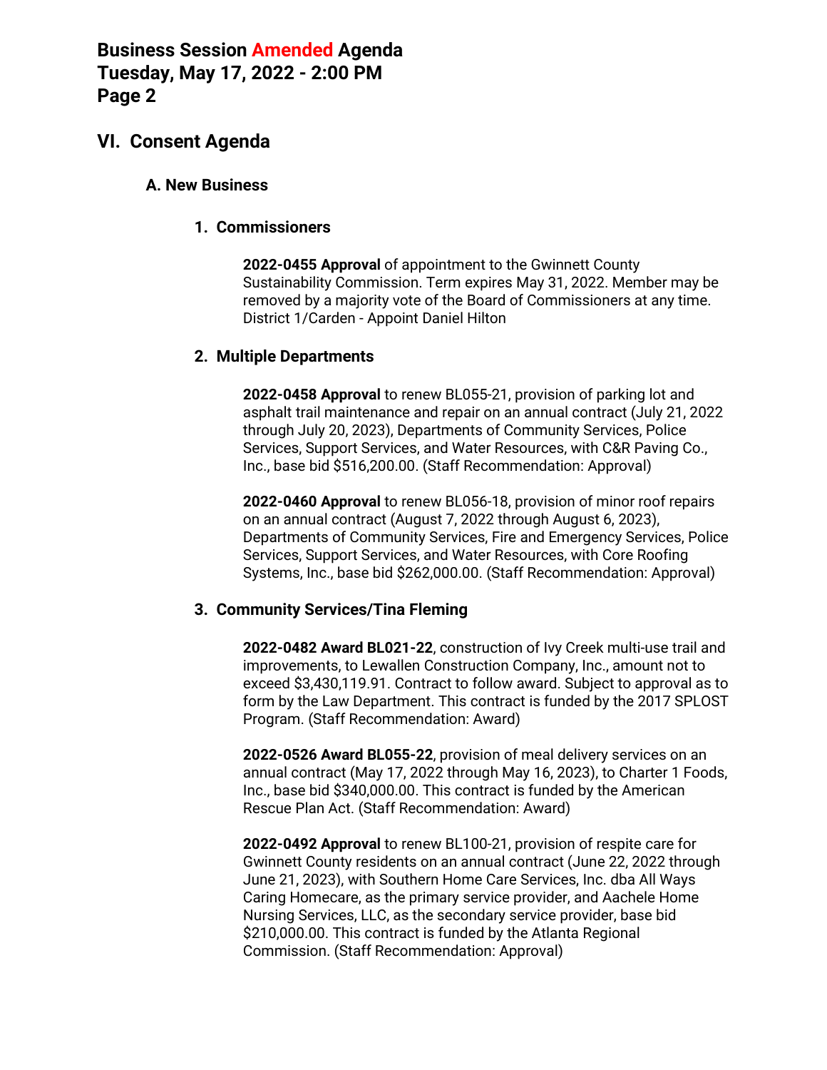## VI. Consent Agenda

### A. New Business

#### 1. Commissioners

**2022-0455 Approval** of appointment to the Gwinnett County Sustainability Commission. Term expires May 31, 2022. Member may be removed by a majority vote of the Board of Commissioners at any time. District 1/Carden - Appoint Daniel Hilton

#### 2. Multiple Departments

**2022-0458 Approval** to renew BL055-21, provision of parking lot and asphalt trail maintenance and repair on an annual contract (July 21, 2022 through July 20, 2023), Departments of Community Services, Police Services, Support Services, and Water Resources, with C&R Paving Co., Inc., base bid $516,200.00. (Staff Recommendation: Approval)

**2022-0460 Approval** to renew BL056-18, provision of minor roof repairs on an annual contract (August 7, 2022 through August 6, 2023), Departments of Community Services, Fire and Emergency Services, Police Services, Support Services, and Water Resources, with Core Roofing Systems, Inc., base bid $262,000.00. (Staff Recommendation: Approval)

#### 3. Community Services/Tina Fleming

**2022-0482 Award BL021-22**, construction of Ivy Creek multi-use trail and improvements, to Lewallen Construction Company, Inc., amount not to exceed $3,430,119.91. Contract to follow award. Subject to approval as to form by the Law Department. This contract is funded by the 2017 SPLOST Program. (Staff Recommendation: Award)

**2022-0526 Award BL055-22**, provision of meal delivery services on an annual contract (May 17, 2022 through May 16, 2023), to Charter 1 Foods, Inc., base bid $340,000.00. This contract is funded by the American Rescue Plan Act. (Staff Recommendation: Award)

**2022-0492 Approval** to renew BL100-21, provision of respite care for Gwinnett County residents on an annual contract (June 22, 2022 through June 21, 2023), with Southern Home Care Services, Inc. dba All Ways Caring Homecare, as the primary service provider, and Aachele Home Nursing Services, LLC, as the secondary service provider, base bid $210,000.00. This contract is funded by the Atlanta Regional Commission. (Staff Recommendation: Approval)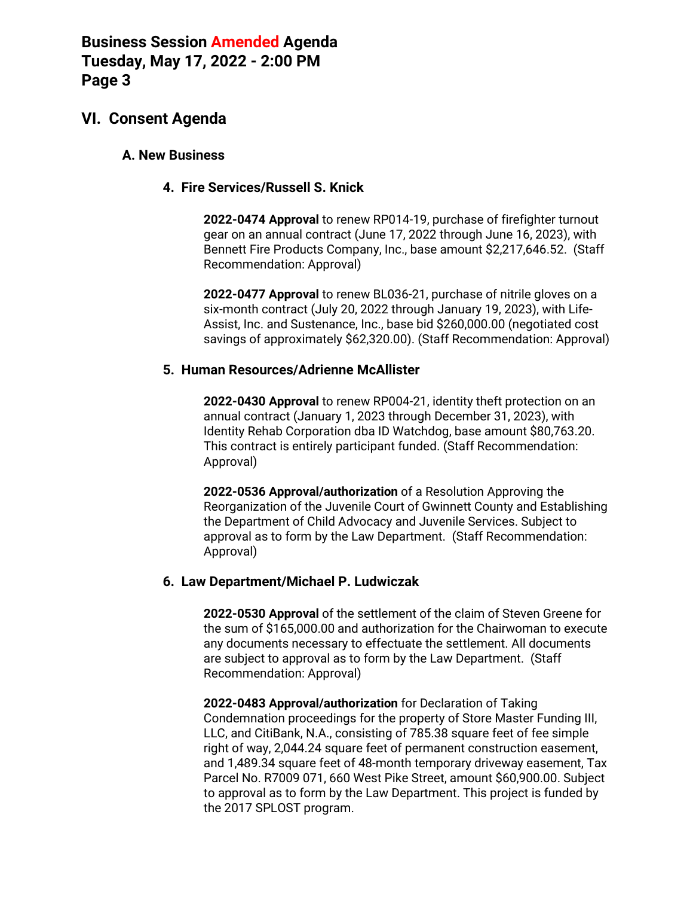## VI. Consent Agenda

### A. New Business

#### 4. Fire Services/Russell S. Knick

**2022-0474 Approval** to renew RP014-19, purchase of firefighter turnout gear on an annual contract (June 17, 2022 through June 16, 2023), with Bennett Fire Products Company, Inc., base amount $2,217,646.52. (Staff Recommendation: Approval)

**2022-0477 Approval** to renew BL036-21, purchase of nitrile gloves on a six-month contract (July 20, 2022 through January 19, 2023), with Life-Assist, Inc. and Sustenance, Inc., base bid $260,000.00 (negotiated cost savings of approximately $62,320.00). (Staff Recommendation: Approval)

#### 5. Human Resources/Adrienne McAllister

**2022-0430 Approval** to renew RP004-21, identity theft protection on an annual contract (January 1, 2023 through December 31, 2023), with Identity Rehab Corporation dba ID Watchdog, base amount $80,763.20. This contract is entirely participant funded. (Staff Recommendation: Approval)

**2022-0536 Approval/authorization** of a Resolution Approving the Reorganization of the Juvenile Court of Gwinnett County and Establishing the Department of Child Advocacy and Juvenile Services. Subject to approval as to form by the Law Department. (Staff Recommendation: Approval)

#### 6. Law Department/Michael P. Ludwiczak

**2022-0530 Approval** of the settlement of the claim of Steven Greene for the sum of $165,000.00 and authorization for the Chairwoman to execute any documents necessary to effectuate the settlement. All documents are subject to approval as to form by the Law Department. (Staff Recommendation: Approval)

**2022-0483 Approval/authorization** for Declaration of Taking Condemnation proceedings for the property of Store Master Funding III, LLC, and CitiBank, N.A., consisting of 785.38 square feet of fee simple right of way, 2,044.24 square feet of permanent construction easement, and 1,489.34 square feet of 48-month temporary driveway easement, Tax Parcel No. R7009 071, 660 West Pike Street, amount $60,900.00. Subject to approval as to form by the Law Department. This project is funded by the 2017 SPLOST program.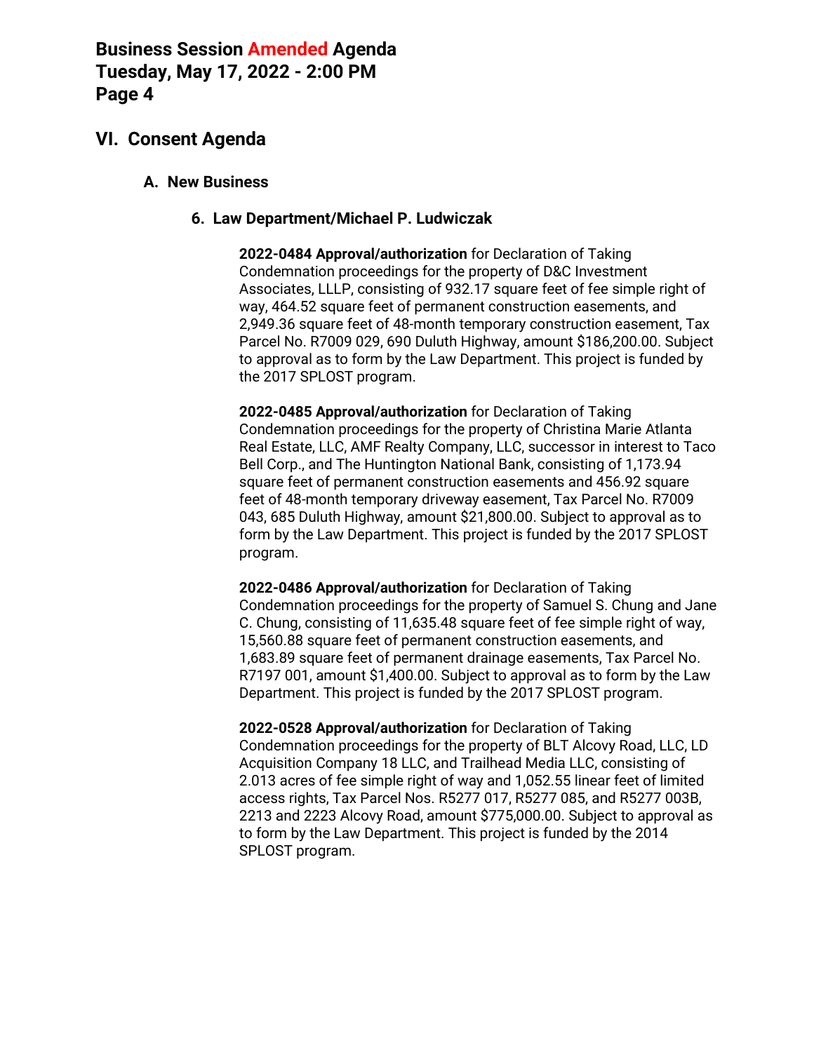## VI. Consent Agenda

### A. New Business

#### 6. Law Department/Michael P. Ludwiczak

**2022-0484 Approval/authorization** for Declaration of Taking Condemnation proceedings for the property of D&C Investment Associates, LLLP, consisting of 932.17 square feet of fee simple right of way, 464.52 square feet of permanent construction easements, and 2,949.36 square feet of 48-month temporary construction easement, Tax Parcel No. R7009 029, 690 Duluth Highway, amount $186,200.00. Subject to approval as to form by the Law Department. This project is funded by the 2017 SPLOST program.

**2022-0485 Approval/authorization** for Declaration of Taking Condemnation proceedings for the property of Christina Marie Atlanta Real Estate, LLC, AMF Realty Company, LLC, successor in interest to Taco Bell Corp., and The Huntington National Bank, consisting of 1,173.94 square feet of permanent construction easements and 456.92 square feet of 48-month temporary driveway easement, Tax Parcel No. R7009 043, 685 Duluth Highway, amount $21,800.00. Subject to approval as to form by the Law Department. This project is funded by the 2017 SPLOST program.

**2022-0486 Approval/authorization** for Declaration of Taking Condemnation proceedings for the property of Samuel S. Chung and Jane C. Chung, consisting of 11,635.48 square feet of fee simple right of way, 15,560.88 square feet of permanent construction easements, and 1,683.89 square feet of permanent drainage easements, Tax Parcel No. R7197 001, amount $1,400.00. Subject to approval as to form by the Law Department. This project is funded by the 2017 SPLOST program.

**2022-0528 Approval/authorization** for Declaration of Taking Condemnation proceedings for the property of BLT Alcovy Road, LLC, LD Acquisition Company 18 LLC, and Trailhead Media LLC, consisting of 2.013 acres of fee simple right of way and 1,052.55 linear feet of limited access rights, Tax Parcel Nos. R5277 017, R5277 085, and R5277 003B, 2213 and 2223 Alcovy Road, amount $775,000.00. Subject to approval as to form by the Law Department. This project is funded by the 2014 SPLOST program.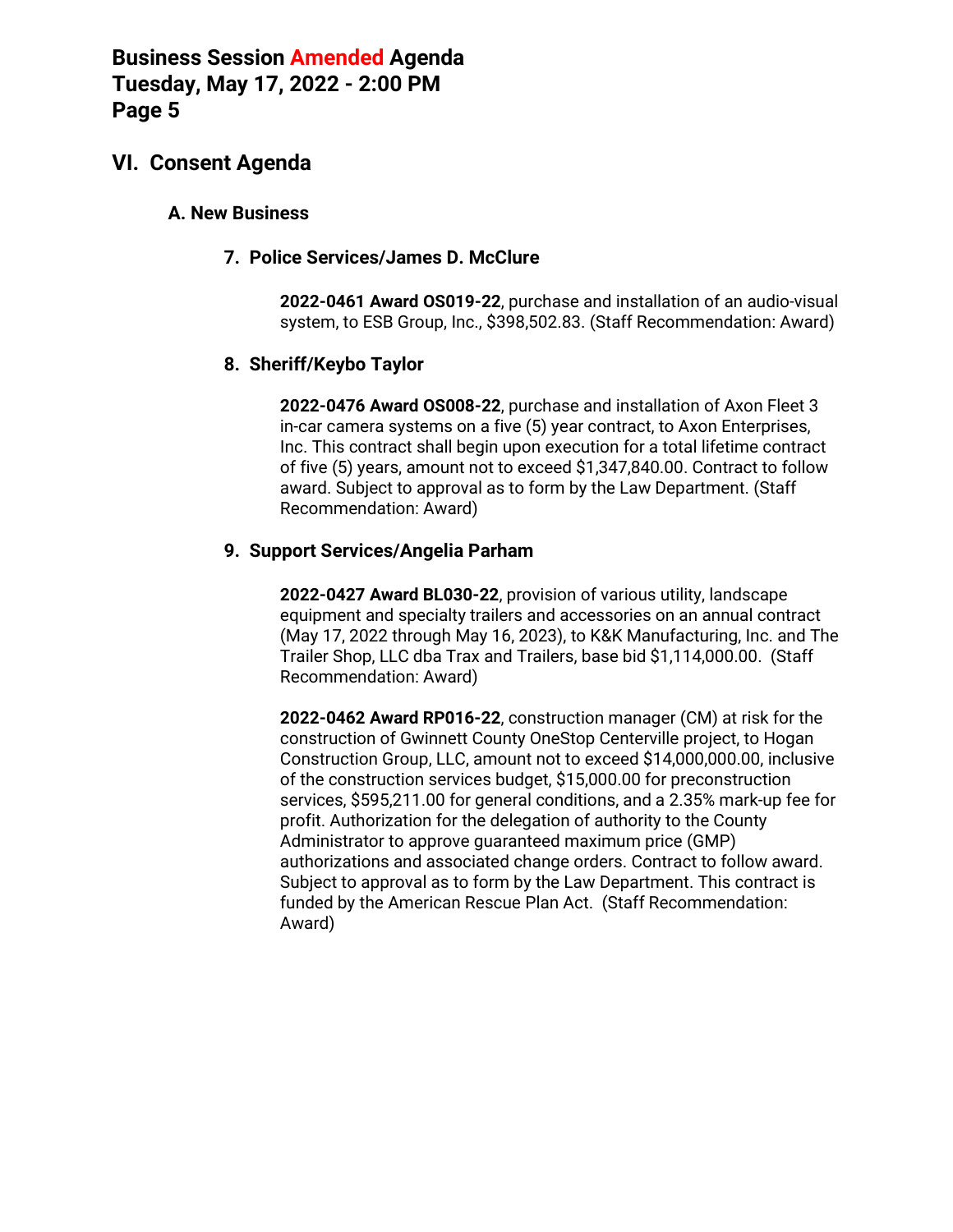## VI. Consent Agenda

### A. New Business

#### 7. Police Services/James D. McClure

**2022-0461 Award OS019-22**, purchase and installation of an audio-visual system, to ESB Group, Inc., $398,502.83. (Staff Recommendation: Award)

#### 8. Sheriff/Keybo Taylor

**2022-0476 Award OS008-22**, purchase and installation of Axon Fleet 3 in-car camera systems on a five (5) year contract, to Axon Enterprises, Inc. This contract shall begin upon execution for a total lifetime contract of five (5) years, amount not to exceed $1,347,840.00. Contract to follow award. Subject to approval as to form by the Law Department. (Staff Recommendation: Award)

#### 9. Support Services/Angelia Parham

**2022-0427 Award BL030-22**, provision of various utility, landscape equipment and specialty trailers and accessories on an annual contract (May 17, 2022 through May 16, 2023), to K&K Manufacturing, Inc. and The Trailer Shop, LLC dba Trax and Trailers, base bid $1,114,000.00. (Staff Recommendation: Award)

**2022-0462 Award RP016-22**, construction manager (CM) at risk for the construction of Gwinnett County OneStop Centerville project, to Hogan Construction Group, LLC, amount not to exceed $14,000,000.00, inclusive of the construction services budget, $15,000.00 for preconstruction services, $595,211.00 for general conditions, and a 2.35% mark-up fee for profit. Authorization for the delegation of authority to the County Administrator to approve guaranteed maximum price (GMP) authorizations and associated change orders. Contract to follow award. Subject to approval as to form by the Law Department. This contract is funded by the American Rescue Plan Act. (Staff Recommendation: Award)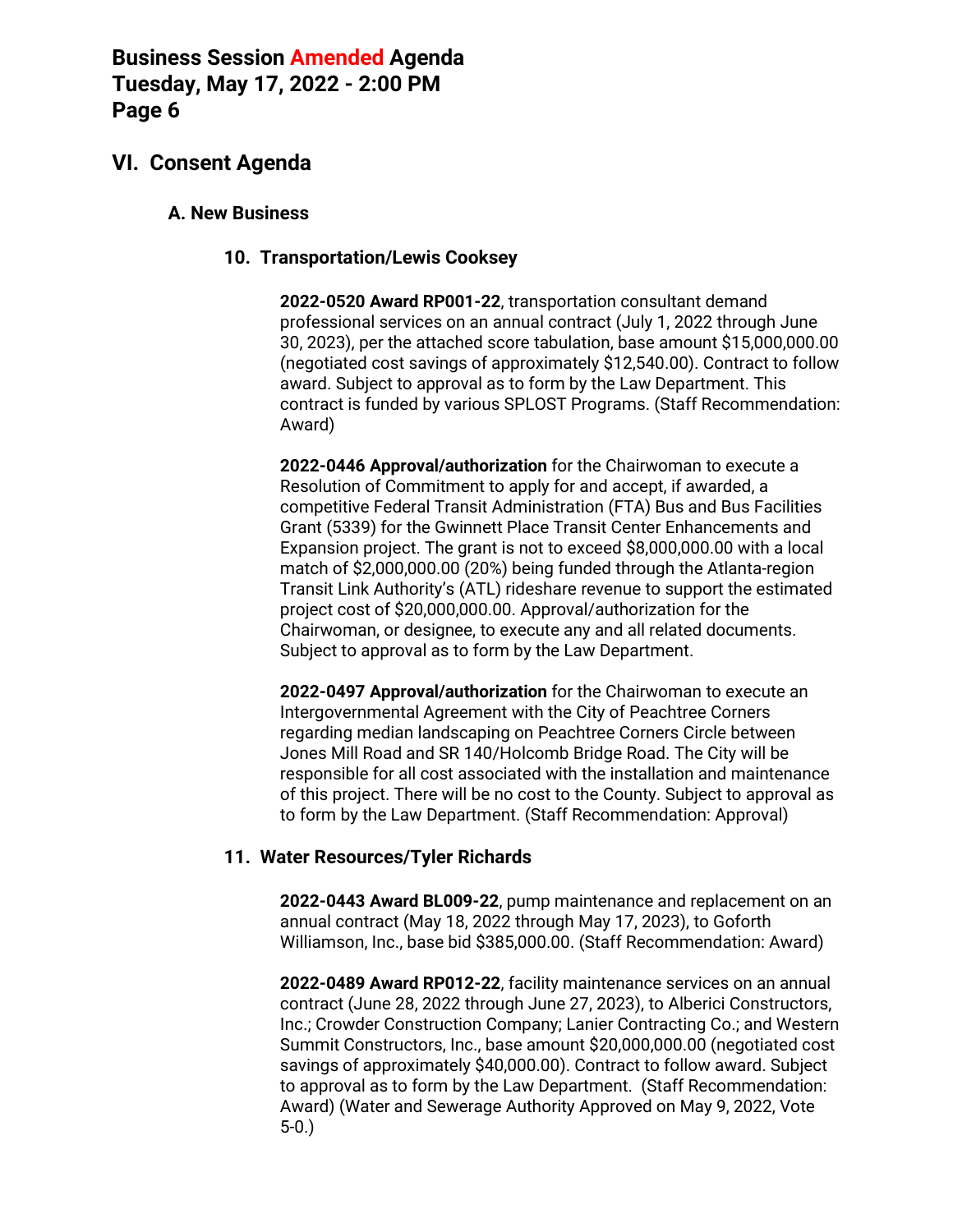## VI. Consent Agenda

### A. New Business

#### 10. Transportation/Lewis Cooksey

**2022-0520 Award RP001-22**, transportation consultant demand professional services on an annual contract (July 1, 2022 through June 30, 2023), per the attached score tabulation, base amount $15,000,000.00 (negotiated cost savings of approximately $12,540.00). Contract to follow award. Subject to approval as to form by the Law Department. This contract is funded by various SPLOST Programs. (Staff Recommendation: Award)

**2022-0446 Approval/authorization** for the Chairwoman to execute a Resolution of Commitment to apply for and accept, if awarded, a competitive Federal Transit Administration (FTA) Bus and Bus Facilities Grant (5339) for the Gwinnett Place Transit Center Enhancements and Expansion project. The grant is not to exceed $8,000,000.00 with a local match of $2,000,000.00 (20%) being funded through the Atlanta-region Transit Link Authority's (ATL) rideshare revenue to support the estimated project cost of $20,000,000.00. Approval/authorization for the Chairwoman, or designee, to execute any and all related documents. Subject to approval as to form by the Law Department.

**2022-0497 Approval/authorization** for the Chairwoman to execute an Intergovernmental Agreement with the City of Peachtree Corners regarding median landscaping on Peachtree Corners Circle between Jones Mill Road and SR 140/Holcomb Bridge Road. The City will be responsible for all cost associated with the installation and maintenance of this project. There will be no cost to the County. Subject to approval as to form by the Law Department. (Staff Recommendation: Approval)

#### 11. Water Resources/Tyler Richards

**2022-0443 Award BL009-22**, pump maintenance and replacement on an annual contract (May 18, 2022 through May 17, 2023), to Goforth Williamson, Inc., base bid $385,000.00. (Staff Recommendation: Award)

**2022-0489 Award RP012-22**, facility maintenance services on an annual contract (June 28, 2022 through June 27, 2023), to Alberici Constructors, Inc.; Crowder Construction Company; Lanier Contracting Co.; and Western Summit Constructors, Inc., base amount $20,000,000.00 (negotiated cost savings of approximately $40,000.00). Contract to follow award. Subject to approval as to form by the Law Department. (Staff Recommendation: Award) (Water and Sewerage Authority Approved on May 9, 2022, Vote 5-0.)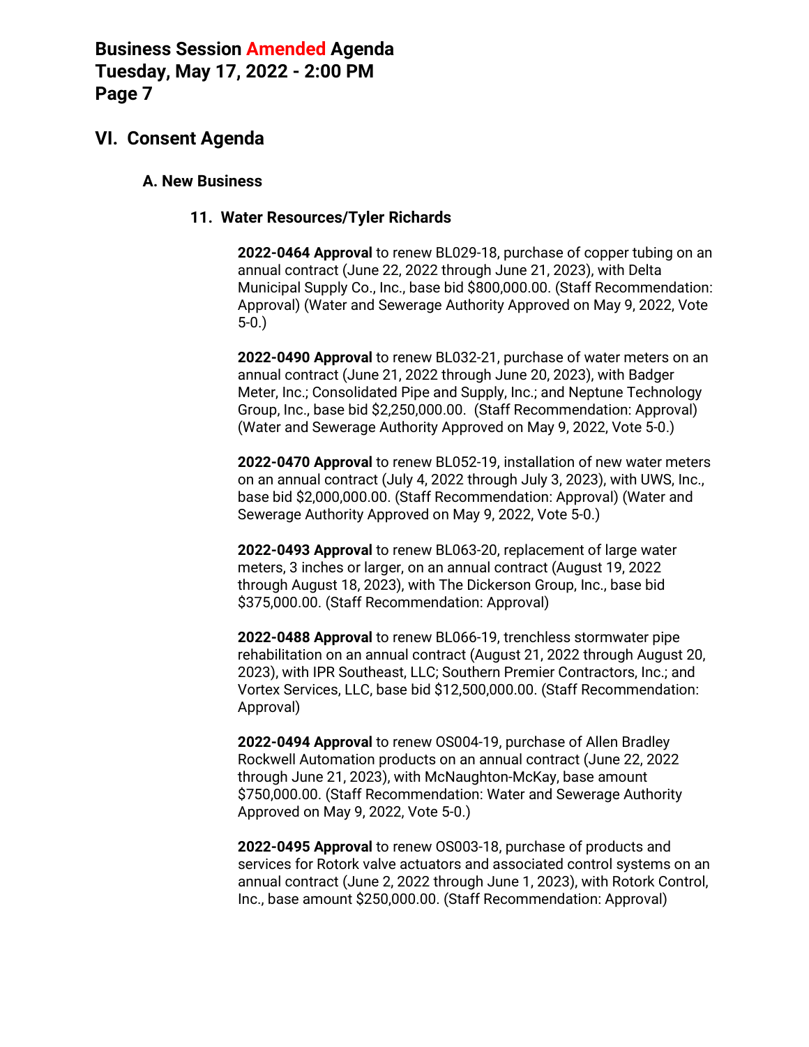## VI. Consent Agenda

### A. New Business

#### 11. Water Resources/Tyler Richards

**2022-0464 Approval** to renew BL029-18, purchase of copper tubing on an annual contract (June 22, 2022 through June 21, 2023), with Delta Municipal Supply Co., Inc., base bid $800,000.00. (Staff Recommendation: Approval) (Water and Sewerage Authority Approved on May 9, 2022, Vote 5-0.)

**2022-0490 Approval** to renew BL032-21, purchase of water meters on an annual contract (June 21, 2022 through June 20, 2023), with Badger Meter, Inc.; Consolidated Pipe and Supply, Inc.; and Neptune Technology Group, Inc., base bid $2,250,000.00. (Staff Recommendation: Approval) (Water and Sewerage Authority Approved on May 9, 2022, Vote 5-0.)

**2022-0470 Approval** to renew BL052-19, installation of new water meters on an annual contract (July 4, 2022 through July 3, 2023), with UWS, Inc., base bid $2,000,000.00. (Staff Recommendation: Approval) (Water and Sewerage Authority Approved on May 9, 2022, Vote 5-0.)

**2022-0493 Approval** to renew BL063-20, replacement of large water meters, 3 inches or larger, on an annual contract (August 19, 2022 through August 18, 2023), with The Dickerson Group, Inc., base bid $375,000.00. (Staff Recommendation: Approval)

**2022-0488 Approval** to renew BL066-19, trenchless stormwater pipe rehabilitation on an annual contract (August 21, 2022 through August 20, 2023), with IPR Southeast, LLC; Southern Premier Contractors, Inc.; and Vortex Services, LLC, base bid $12,500,000.00. (Staff Recommendation: Approval)

**2022-0494 Approval** to renew OS004-19, purchase of Allen Bradley Rockwell Automation products on an annual contract (June 22, 2022 through June 21, 2023), with McNaughton-McKay, base amount $750,000.00. (Staff Recommendation: Water and Sewerage Authority Approved on May 9, 2022, Vote 5-0.)

**2022-0495 Approval** to renew OS003-18, purchase of products and services for Rotork valve actuators and associated control systems on an annual contract (June 2, 2022 through June 1, 2023), with Rotork Control, Inc., base amount $250,000.00. (Staff Recommendation: Approval)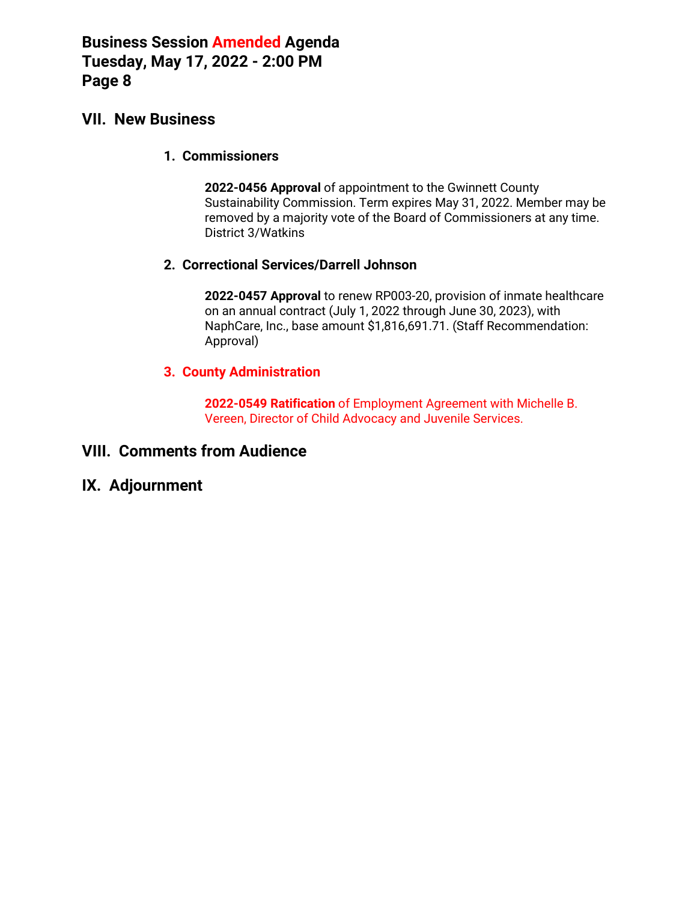## VII. New Business

### 1. Commissioners

**2022-0456 Approval** of appointment to the Gwinnett County Sustainability Commission. Term expires May 31, 2022. Member may be removed by a majority vote of the Board of Commissioners at any time. District 3/Watkins

### 2. Correctional Services/Darrell Johnson

**2022-0457 Approval** to renew RP003-20, provision of inmate healthcare on an annual contract (July 1, 2022 through June 30, 2023), with NaphCare, Inc., base amount $1,816,691.71. (Staff Recommendation: Approval)

### 3. County Administration

**2022-0549 Ratification** of Employment Agreement with Michelle B. Vereen, Director of Child Advocacy and Juvenile Services.

## VIII. Comments from Audience

## IX. Adjournment